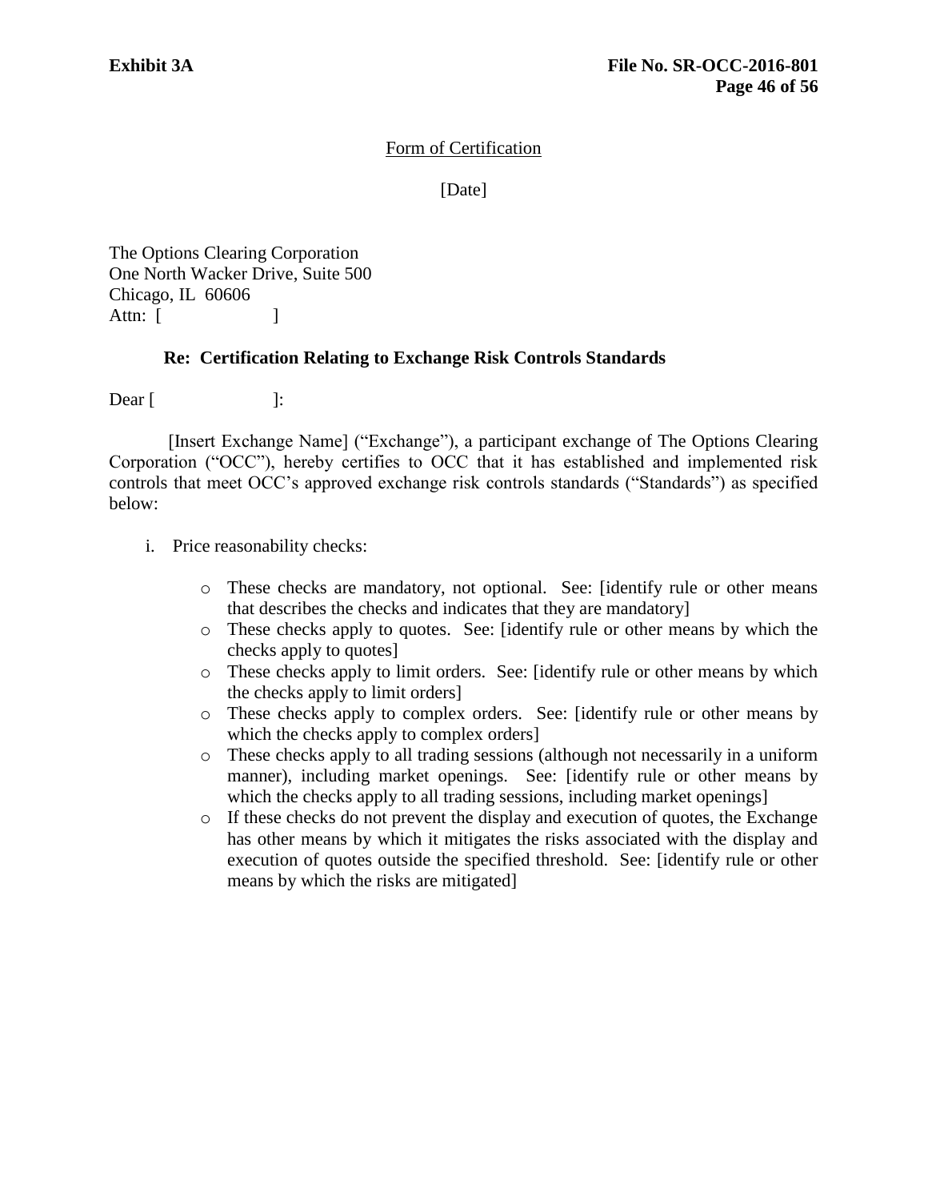Form of Certification

[Date]

The Options Clearing Corporation
One North Wacker Drive, Suite 500
Chicago, IL 60606
Attn: [ ]

**Re: Certification Relating to Exchange Risk Controls Standards**

Dear [ ]:

[Insert Exchange Name] ("Exchange"), a participant exchange of The Options Clearing Corporation ("OCC"), hereby certifies to OCC that it has established and implemented risk controls that meet OCC's approved exchange risk controls standards ("Standards") as specified below:

i. Price reasonability checks:

- These checks are mandatory, not optional. See: [identify rule or other means that describes the checks and indicates that they are mandatory]
- These checks apply to quotes. See: [identify rule or other means by which the checks apply to quotes]
- These checks apply to limit orders. See: [identify rule or other means by which the checks apply to limit orders]
- These checks apply to complex orders. See: [identify rule or other means by which the checks apply to complex orders]
- These checks apply to all trading sessions (although not necessarily in a uniform manner), including market openings. See: [identify rule or other means by which the checks apply to all trading sessions, including market openings]
- If these checks do not prevent the display and execution of quotes, the Exchange has other means by which it mitigates the risks associated with the display and execution of quotes outside the specified threshold. See: [identify rule or other means by which the risks are mitigated]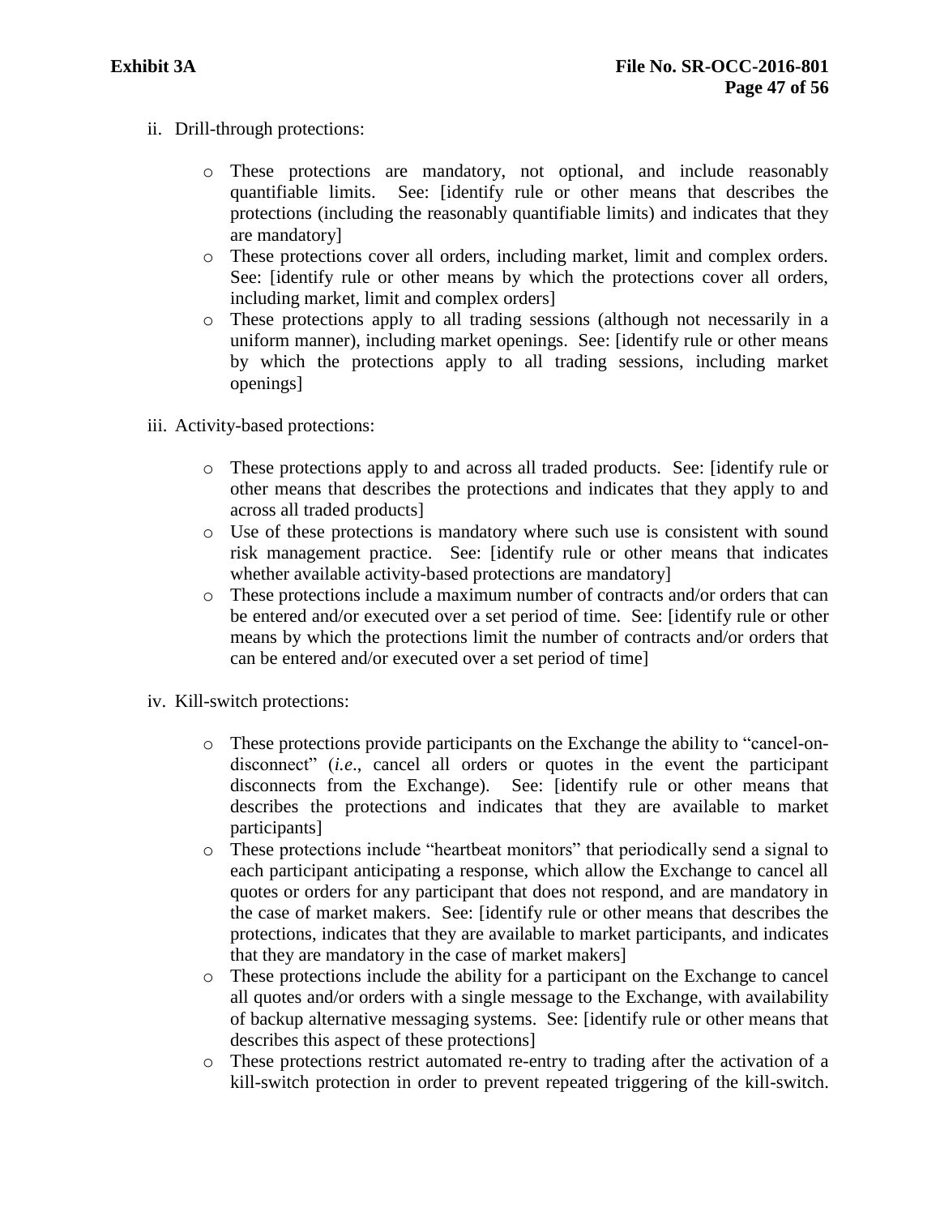ii. Drill-through protections:

- These protections are mandatory, not optional, and include reasonably quantifiable limits. See: [identify rule or other means that describes the protections (including the reasonably quantifiable limits) and indicates that they are mandatory]
- These protections cover all orders, including market, limit and complex orders. See: [identify rule or other means by which the protections cover all orders, including market, limit and complex orders]
- These protections apply to all trading sessions (although not necessarily in a uniform manner), including market openings. See: [identify rule or other means by which the protections apply to all trading sessions, including market openings]

iii. Activity-based protections:

- These protections apply to and across all traded products. See: [identify rule or other means that describes the protections and indicates that they apply to and across all traded products]
- Use of these protections is mandatory where such use is consistent with sound risk management practice. See: [identify rule or other means that indicates whether available activity-based protections are mandatory]
- These protections include a maximum number of contracts and/or orders that can be entered and/or executed over a set period of time. See: [identify rule or other means by which the protections limit the number of contracts and/or orders that can be entered and/or executed over a set period of time]

iv. Kill-switch protections:

- These protections provide participants on the Exchange the ability to "cancel-on-disconnect" (*i.e.*, cancel all orders or quotes in the event the participant disconnects from the Exchange). See: [identify rule or other means that describes the protections and indicates that they are available to market participants]
- These protections include "heartbeat monitors" that periodically send a signal to each participant anticipating a response, which allow the Exchange to cancel all quotes or orders for any participant that does not respond, and are mandatory in the case of market makers. See: [identify rule or other means that describes the protections, indicates that they are available to market participants, and indicates that they are mandatory in the case of market makers]
- These protections include the ability for a participant on the Exchange to cancel all quotes and/or orders with a single message to the Exchange, with availability of backup alternative messaging systems. See: [identify rule or other means that describes this aspect of these protections]
- These protections restrict automated re-entry to trading after the activation of a kill-switch protection in order to prevent repeated triggering of the kill-switch.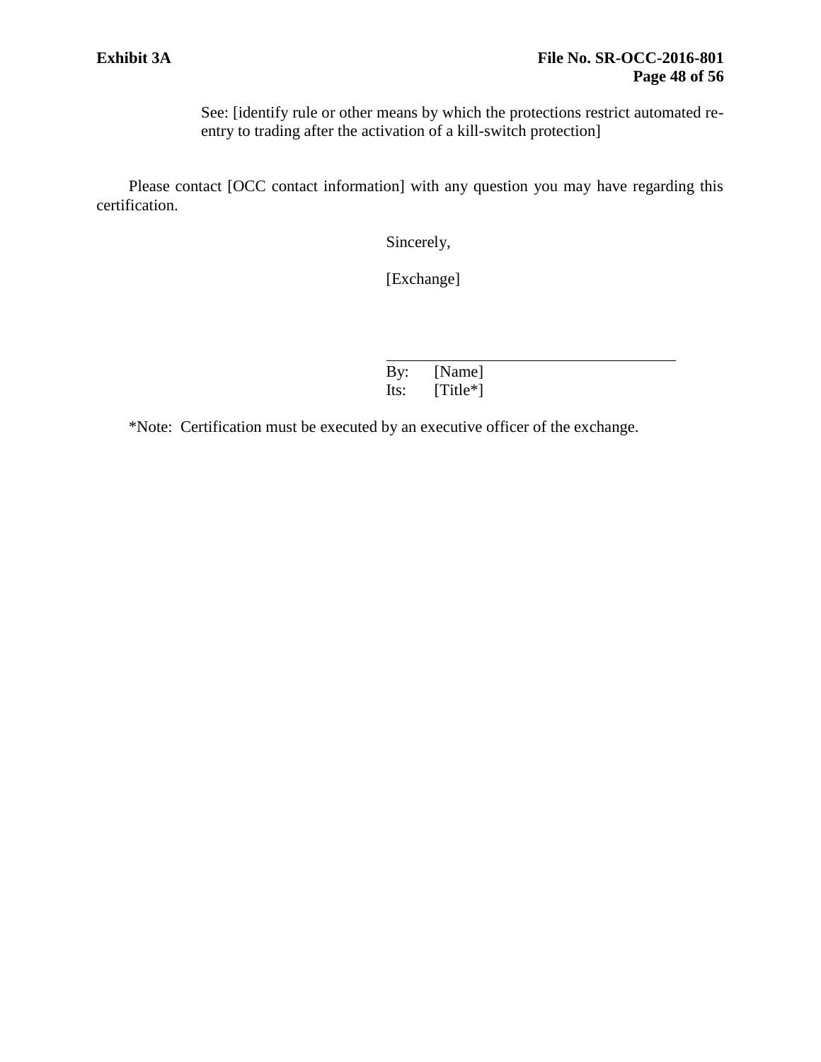See: [identify rule or other means by which the protections restrict automated re-entry to trading after the activation of a kill-switch protection]

Please contact [OCC contact information] with any question you may have regarding this certification.

Sincerely,

[Exchange]

\_\_\_\_\_\_\_\_\_\_\_\_\_\_\_\_\_\_\_\_\_\_\_\_\_\_\_\_\_\_\_\_\_\_\_\_

By: [Name]
Its: [Title*]

*Note: Certification must be executed by an executive officer of the exchange.